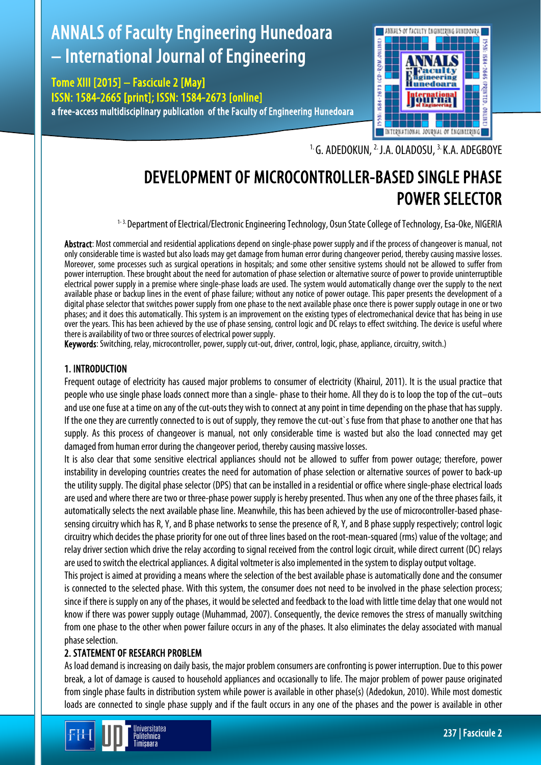[1.] G. ADEDOKUN, [2.] J.A. OLADOSU, [3.] K.A. ADEGBOYE

# DEVELOPMENT OF MICROCONTROLLER-BASED SINGLE PHASE POWER SELECTOR

[1-3.] Department of Electrical/Electronic Engineering Technology, Osun State College of Technology, Esa-Oke, NIGERIA

**Abstract**: Most commercial and residential applications depend on single-phase power supply and if the process of changeover is manual, not only considerable time is wasted but also loads may get damage from human error during changeover period, thereby causing massive losses. Moreover, some processes such as surgical operations in hospitals; and some other sensitive systems should not be allowed to suffer from power interruption. These brought about the need for automation of phase selection or alternative source of power to provide uninterruptible electrical power supply in a premise where single-phase loads are used. The system would automatically change over the supply to the next available phase or backup lines in the event of phase failure; without any notice of power outage. This paper presents the development of a digital phase selector that switches power supply from one phase to the next available phase once there is power supply outage in one or two phases; and it does this automatically. This system is an improvement on the existing types of electromechanical device that has being in use over the years. This has been achieved by the use of phase sensing, control logic and DC relays to effect switching. The device is useful where there is availability of two or three sources of electrical power supply.

**Keywords**: Switching, relay, microcontroller, power, supply cut-out, driver, control, logic, phase, appliance, circuitry, switch.)

## 1. INTRODUCTION

Frequent outage of electricity has caused major problems to consumer of electricity (Khairul, 2011). It is the usual practice that people who use single phase loads connect more than a single- phase to their home. All they do is to loop the top of the cut–outs and use one fuse at a time on any of the cut-outs they wish to connect at any point in time depending on the phase that has supply. If the one they are currently connected to is out of supply, they remove the cut-out`s fuse from that phase to another one that has supply. As this process of changeover is manual, not only considerable time is wasted but also the load connected may get damaged from human error during the changeover period, thereby causing massive losses.

It is also clear that some sensitive electrical appliances should not be allowed to suffer from power outage; therefore, power instability in developing countries creates the need for automation of phase selection or alternative sources of power to back-up the utility supply. The digital phase selector (DPS) that can be installed in a residential or office where single-phase electrical loads are used and where there are two or three-phase power supply is hereby presented. Thus when any one of the three phases fails, it automatically selects the next available phase line. Meanwhile, this has been achieved by the use of microcontroller-based phase-sensing circuitry which has R, Y, and B phase networks to sense the presence of R, Y, and B phase supply respectively; control logic circuitry which decides the phase priority for one out of three lines based on the root-mean-squared (rms) value of the voltage; and relay driver section which drive the relay according to signal received from the control logic circuit, while direct current (DC) relays are used to switch the electrical appliances. A digital voltmeter is also implemented in the system to display output voltage.

This project is aimed at providing a means where the selection of the best available phase is automatically done and the consumer is connected to the selected phase. With this system, the consumer does not need to be involved in the phase selection process; since if there is supply on any of the phases, it would be selected and feedback to the load with little time delay that one would not know if there was power supply outage (Muhammad, 2007). Consequently, the device removes the stress of manually switching from one phase to the other when power failure occurs in any of the phases. It also eliminates the delay associated with manual phase selection.

## 2. STATEMENT OF RESEARCH PROBLEM

As load demand is increasing on daily basis, the major problem consumers are confronting is power interruption. Due to this power break, a lot of damage is caused to household appliances and occasionally to life. The major problem of power pause originated from single phase faults in distribution system while power is available in other phase(s) (Adedokun, 2010). While most domestic loads are connected to single phase supply and if the fault occurs in any one of the phases and the power is available in other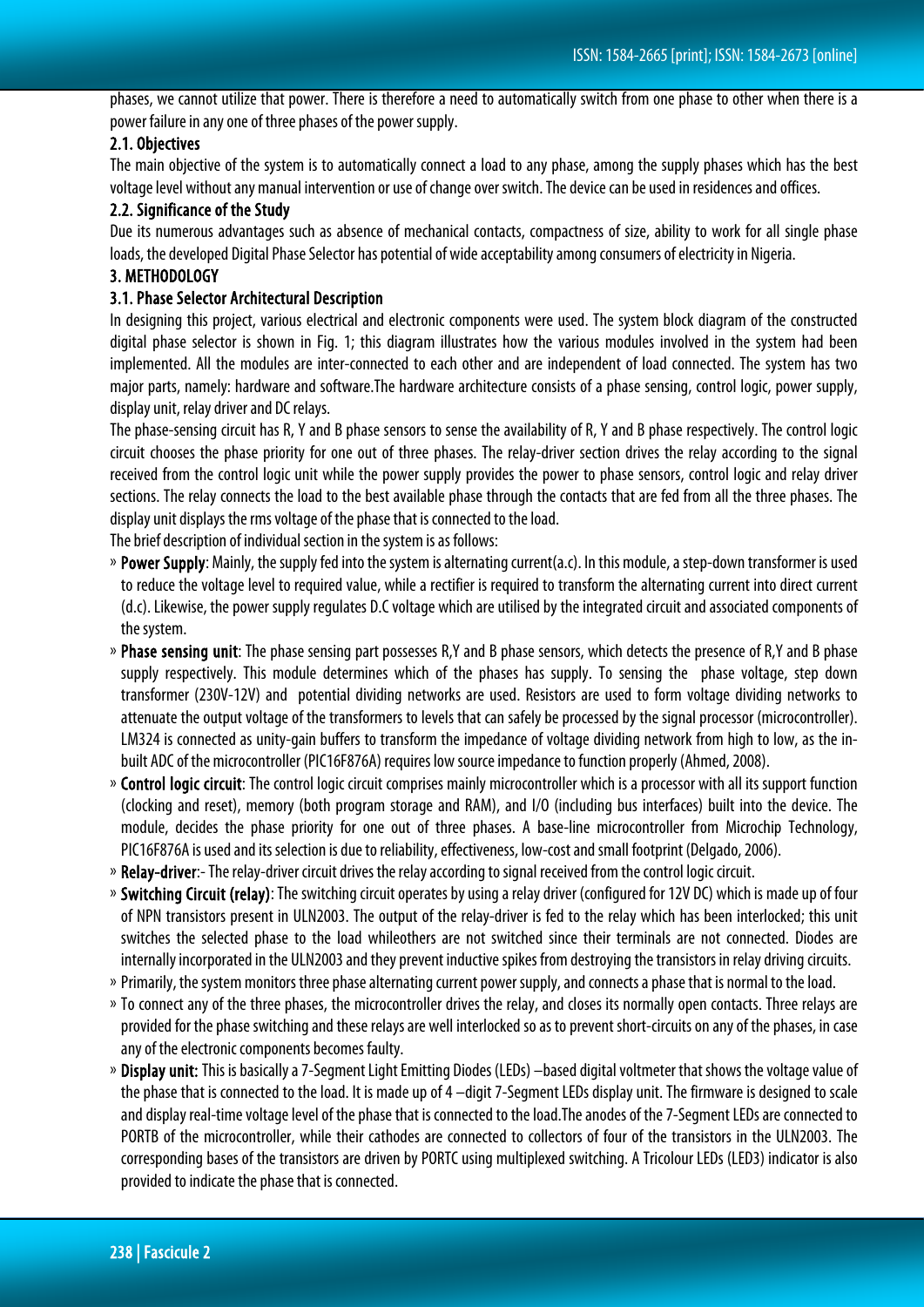phases, we cannot utilize that power. There is therefore a need to automatically switch from one phase to other when there is a power failure in any one of three phases of the power supply.

### 2.1. Objectives

The main objective of the system is to automatically connect a load to any phase, among the supply phases which has the best voltage level without any manual intervention or use of change over switch. The device can be used in residences and offices.

### 2.2. Significance of the Study

Due its numerous advantages such as absence of mechanical contacts, compactness of size, ability to work for all single phase loads, the developed Digital Phase Selector has potential of wide acceptability among consumers of electricity in Nigeria.

## 3. METHODOLOGY

### 3.1. Phase Selector Architectural Description

In designing this project, various electrical and electronic components were used. The system block diagram of the constructed digital phase selector is shown in Fig. 1; this diagram illustrates how the various modules involved in the system had been implemented. All the modules are inter-connected to each other and are independent of load connected. The system has two major parts, namely: hardware and software.The hardware architecture consists of a phase sensing, control logic, power supply, display unit, relay driver and DC relays.

The phase-sensing circuit has R, Y and B phase sensors to sense the availability of R, Y and B phase respectively. The control logic circuit chooses the phase priority for one out of three phases. The relay-driver section drives the relay according to the signal received from the control logic unit while the power supply provides the power to phase sensors, control logic and relay driver sections. The relay connects the load to the best available phase through the contacts that are fed from all the three phases. The display unit displays the rms voltage of the phase that is connected to the load.

The brief description of individual section in the system is as follows:

- **Power Supply**: Mainly, the supply fed into the system is alternating current(a.c). In this module, a step-down transformer is used to reduce the voltage level to required value, while a rectifier is required to transform the alternating current into direct current (d.c). Likewise, the power supply regulates D.C voltage which are utilised by the integrated circuit and associated components of the system.
- **Phase sensing unit**: The phase sensing part possesses R,Y and B phase sensors, which detects the presence of R,Y and B phase supply respectively. This module determines which of the phases has supply. To sensing the phase voltage, step down transformer (230V-12V) and potential dividing networks are used. Resistors are used to form voltage dividing networks to attenuate the output voltage of the transformers to levels that can safely be processed by the signal processor (microcontroller). LM324 is connected as unity-gain buffers to transform the impedance of voltage dividing network from high to low, as the in-built ADC of the microcontroller (PIC16F876A) requires low source impedance to function properly (Ahmed, 2008).
- **Control logic circuit**: The control logic circuit comprises mainly microcontroller which is a processor with all its support function (clocking and reset), memory (both program storage and RAM), and I/O (including bus interfaces) built into the device. The module, decides the phase priority for one out of three phases. A base-line microcontroller from Microchip Technology, PIC16F876A is used and its selection is due to reliability, effectiveness, low-cost and small footprint (Delgado, 2006).
- **Relay-driver**:- The relay-driver circuit drives the relay according to signal received from the control logic circuit.
- **Switching Circuit (relay)**: The switching circuit operates by using a relay driver (configured for 12V DC) which is made up of four of NPN transistors present in ULN2003. The output of the relay-driver is fed to the relay which has been interlocked; this unit switches the selected phase to the load whileothers are not switched since their terminals are not connected. Diodes are internally incorporated in the ULN2003 and they prevent inductive spikes from destroying the transistors in relay driving circuits.
- Primarily, the system monitors three phase alternating current power supply, and connects a phase that is normal to the load.
- To connect any of the three phases, the microcontroller drives the relay, and closes its normally open contacts. Three relays are provided for the phase switching and these relays are well interlocked so as to prevent short-circuits on any of the phases, in case any of the electronic components becomes faulty.
- **Display unit:** This is basically a 7-Segment Light Emitting Diodes (LEDs) –based digital voltmeter that shows the voltage value of the phase that is connected to the load. It is made up of 4 –digit 7-Segment LEDs display unit. The firmware is designed to scale and display real-time voltage level of the phase that is connected to the load.The anodes of the 7-Segment LEDs are connected to PORTB of the microcontroller, while their cathodes are connected to collectors of four of the transistors in the ULN2003. The corresponding bases of the transistors are driven by PORTC using multiplexed switching. A Tricolour LEDs (LED3) indicator is also provided to indicate the phase that is connected.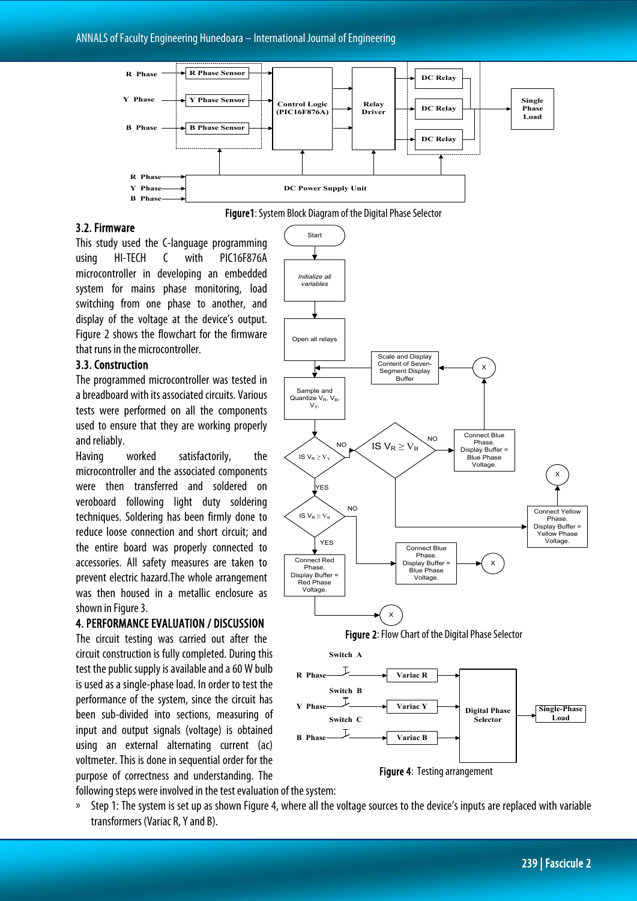Figure1: System Block Diagram of the Digital Phase Selector

### 3.2. Firmware

This study used the C-language programming using HI-TECH C with PIC16F876A microcontroller in developing an embedded system for mains phase monitoring, load switching from one phase to another, and display of the voltage at the device's output. Figure 2 shows the flowchart for the firmware that runs in the microcontroller.

### 3.3. Construction

The programmed microcontroller was tested in a breadboard with its associated circuits. Various tests were performed on all the components used to ensure that they are working properly and reliably.

Having worked satisfactorily, the microcontroller and the associated components were then transferred and soldered on veroboard following light duty soldering techniques. Soldering has been firmly done to reduce loose connection and short circuit; and the entire board was properly connected to accessories. All safety measures are taken to prevent electric hazard.The whole arrangement was then housed in a metallic enclosure as shown in Figure 3.

Figure 2: Flow Chart of the Digital Phase Selector

## 4. PERFORMANCE EVALUATION / DISCUSSION

The circuit testing was carried out after the circuit construction is fully completed. During this test the public supply is available and a 60 W bulb is used as a single-phase load. In order to test the performance of the system, since the circuit has been sub-divided into sections, measuring of input and output signals (voltage) is obtained using an external alternating current (ac) voltmeter. This is done in sequential order for the purpose of correctness and understanding. The following steps were involved in the test evaluation of the system:

Figure 4: Testing arrangement

- Step 1: The system is set up as shown Figure 4, where all the voltage sources to the device's inputs are replaced with variable transformers (Variac R, Y and B).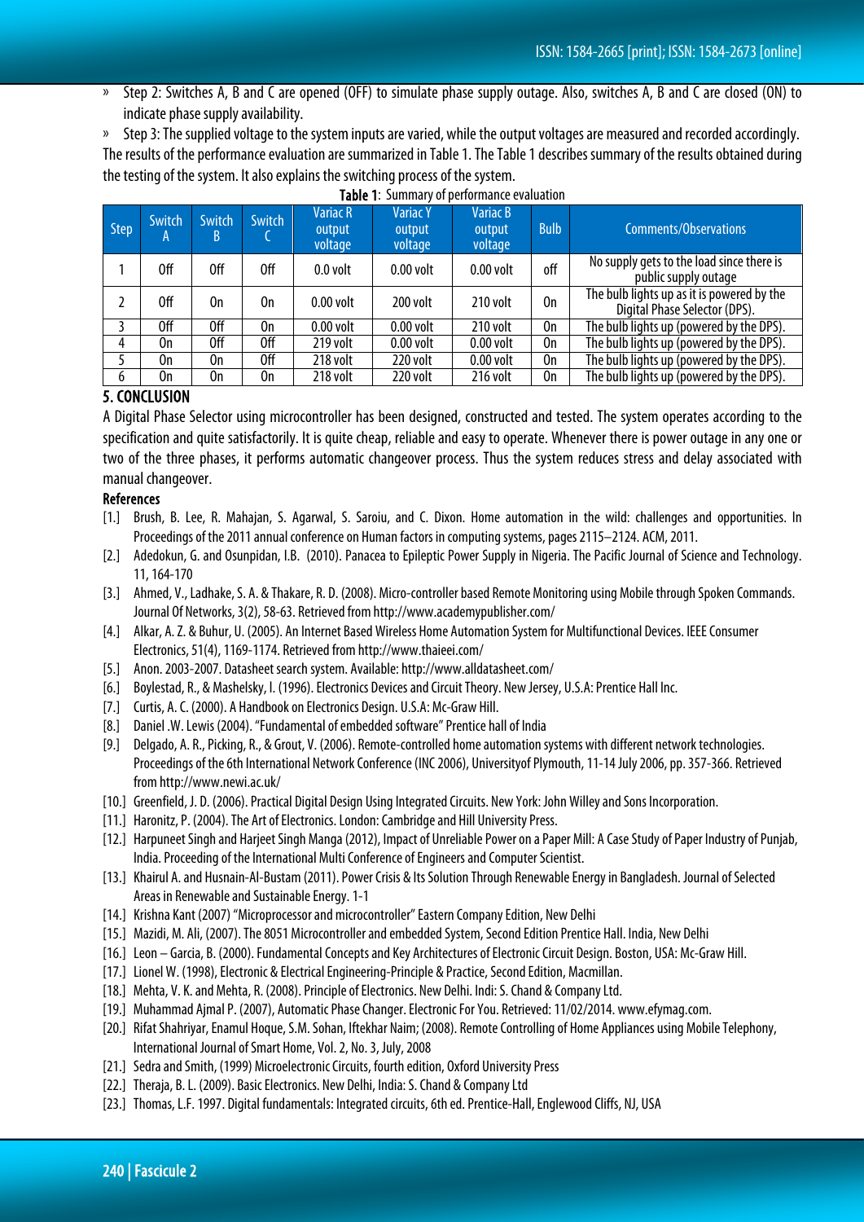» Step 2: Switches A, B and C are opened (OFF) to simulate phase supply outage. Also, switches A, B and C are closed (ON) to indicate phase supply availability.

» Step 3: The supplied voltage to the system inputs are varied, while the output voltages are measured and recorded accordingly.

The results of the performance evaluation are summarized in Table 1. The Table 1 describes summary of the results obtained during the testing of the system. It also explains the switching process of the system.

**Table 1**: Summary of performance evaluation

| Step | Switch A | Switch B | Switch C | Variac R output voltage | Variac Y output voltage | Variac B output voltage | Bulb | Comments/Observations |
|---|---|---|---|---|---|---|---|---|
| 1 | Off | Off | Off | 0.0 volt | 0.00 volt | 0.00 volt | off | No supply gets to the load since there is public supply outage |
| 2 | Off | On | On | 0.00 volt | 200 volt | 210 volt | On | The bulb lights up as it is powered by the Digital Phase Selector (DPS). |
| 3 | Off | Off | On | 0.00 volt | 0.00 volt | 210 volt | On | The bulb lights up (powered by the DPS). |
| 4 | On | Off | Off | 219 volt | 0.00 volt | 0.00 volt | On | The bulb lights up (powered by the DPS). |
| 5 | On | On | Off | 218 volt | 220 volt | 0.00 volt | On | The bulb lights up (powered by the DPS). |
| 6 | On | On | On | 218 volt | 220 volt | 216 volt | On | The bulb lights up (powered by the DPS). |

## 5. CONCLUSION

A Digital Phase Selector using microcontroller has been designed, constructed and tested. The system operates according to the specification and quite satisfactorily. It is quite cheap, reliable and easy to operate. Whenever there is power outage in any one or two of the three phases, it performs automatic changeover process. Thus the system reduces stress and delay associated with manual changeover.

## References

[1.] Brush, B. Lee, R. Mahajan, S. Agarwal, S. Saroiu, and C. Dixon. Home automation in the wild: challenges and opportunities. In Proceedings of the 2011 annual conference on Human factors in computing systems, pages 2115–2124. ACM, 2011.

[2.] Adedokun, G. and Osunpidan, I.B. (2010). Panacea to Epileptic Power Supply in Nigeria. The Pacific Journal of Science and Technology. 11, 164-170

[3.] Ahmed, V., Ladhake, S. A. & Thakare, R. D. (2008). Micro-controller based Remote Monitoring using Mobile through Spoken Commands. Journal Of Networks, 3(2), 58-63. Retrieved from http://www.academypublisher.com/

[4.] Alkar, A. Z. & Buhur, U. (2005). An Internet Based Wireless Home Automation System for Multifunctional Devices. IEEE Consumer Electronics, 51(4), 1169-1174. Retrieved from http://www.thaieei.com/

[5.] Anon. 2003-2007. Datasheet search system. Available: http://www.alldatasheet.com/

[6.] Boylestad, R., & Mashelsky, I. (1996). Electronics Devices and Circuit Theory. New Jersey, U.S.A: Prentice Hall Inc.

[7.] Curtis, A. C. (2000). A Handbook on Electronics Design. U.S.A: Mc-Graw Hill.

[8.] Daniel .W. Lewis (2004). "Fundamental of embedded software" Prentice hall of India

[9.] Delgado, A. R., Picking, R., & Grout, V. (2006). Remote-controlled home automation systems with different network technologies. Proceedings of the 6th International Network Conference (INC 2006), Universityof Plymouth, 11-14 July 2006, pp. 357-366. Retrieved from http://www.newi.ac.uk/

[10.] Greenfield, J. D. (2006). Practical Digital Design Using Integrated Circuits. New York: John Willey and Sons Incorporation.

[11.] Haronitz, P. (2004). The Art of Electronics. London: Cambridge and Hill University Press.

[12.] Harpuneet Singh and Harjeet Singh Manga (2012), Impact of Unreliable Power on a Paper Mill: A Case Study of Paper Industry of Punjab, India. Proceeding of the International Multi Conference of Engineers and Computer Scientist.

[13.] Khairul A. and Husnain-Al-Bustam (2011). Power Crisis & Its Solution Through Renewable Energy in Bangladesh. Journal of Selected Areas in Renewable and Sustainable Energy. 1-1

[14.] Krishna Kant (2007) "Microprocessor and microcontroller" Eastern Company Edition, New Delhi

[15.] Mazidi, M. Ali, (2007). The 8051 Microcontroller and embedded System, Second Edition Prentice Hall. India, New Delhi

[16.] Leon – Garcia, B. (2000). Fundamental Concepts and Key Architectures of Electronic Circuit Design. Boston, USA: Mc-Graw Hill.

[17.] Lionel W. (1998), Electronic & Electrical Engineering-Principle & Practice, Second Edition, Macmillan.

[18.] Mehta, V. K. and Mehta, R. (2008). Principle of Electronics. New Delhi. Indi: S. Chand & Company Ltd.

[19.] Muhammad Ajmal P. (2007), Automatic Phase Changer. Electronic For You. Retrieved: 11/02/2014. www.efymag.com.

[20.] Rifat Shahriyar, Enamul Hoque, S.M. Sohan, Iftekhar Naim; (2008). Remote Controlling of Home Appliances using Mobile Telephony, International Journal of Smart Home, Vol. 2, No. 3, July, 2008

[21.] Sedra and Smith, (1999) Microelectronic Circuits, fourth edition, Oxford University Press

[22.] Theraja, B. L. (2009). Basic Electronics. New Delhi, India: S. Chand & Company Ltd

[23.] Thomas, L.F. 1997. Digital fundamentals: Integrated circuits, 6th ed. Prentice-Hall, Englewood Cliffs, NJ, USA